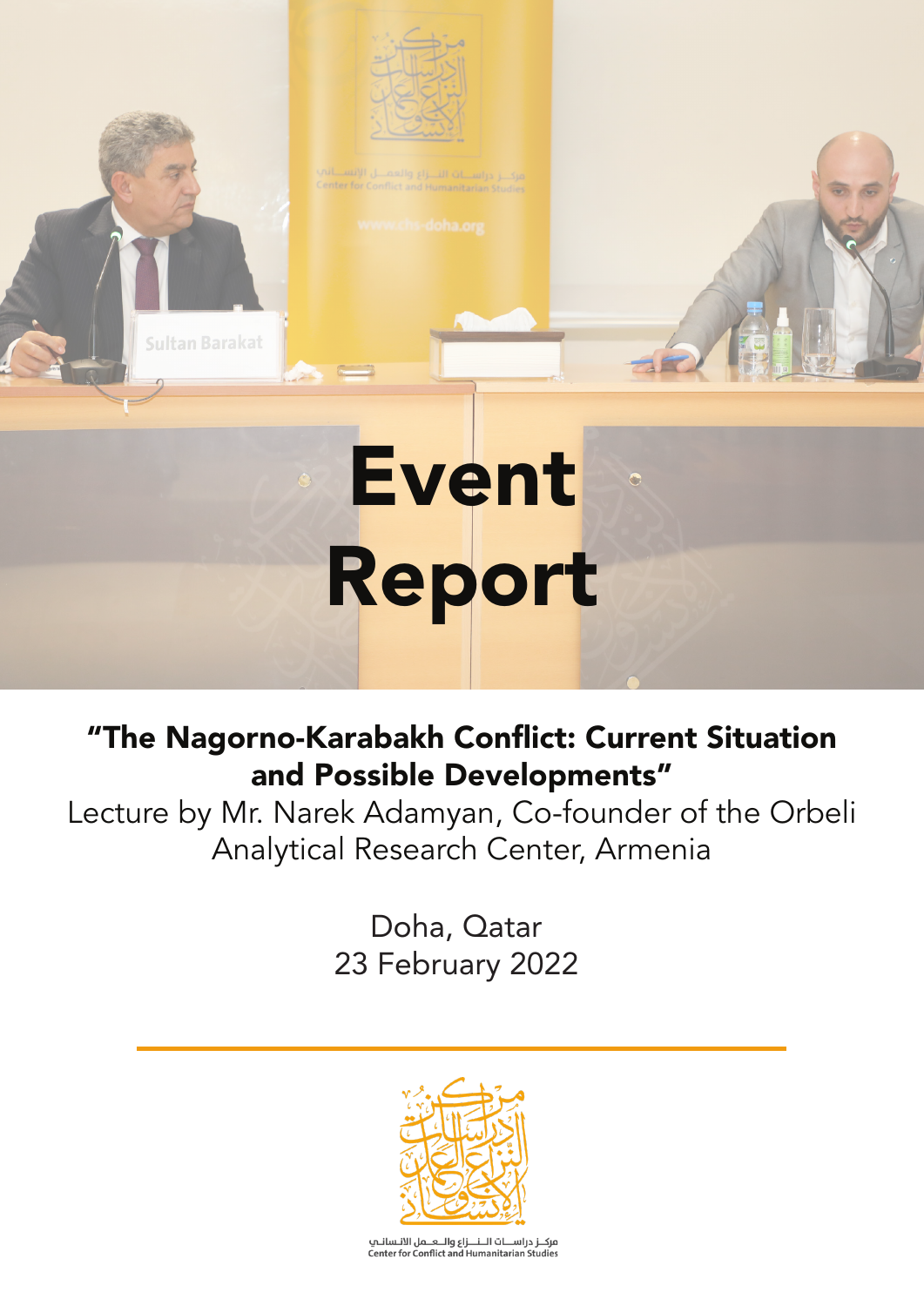# Event Report

**"The Nagorno-Karabakh Conflict: Current Situation and Possible Developments"**

Lecture by Mr. Narek Adamyan, Co-founder of the Orbeli Analytical Research Center, Armenia

Doha, Qatar
23 February 2022

مركز دراسات النزاع والعمل الانساني
Center for Conflict and Humanitarian Studies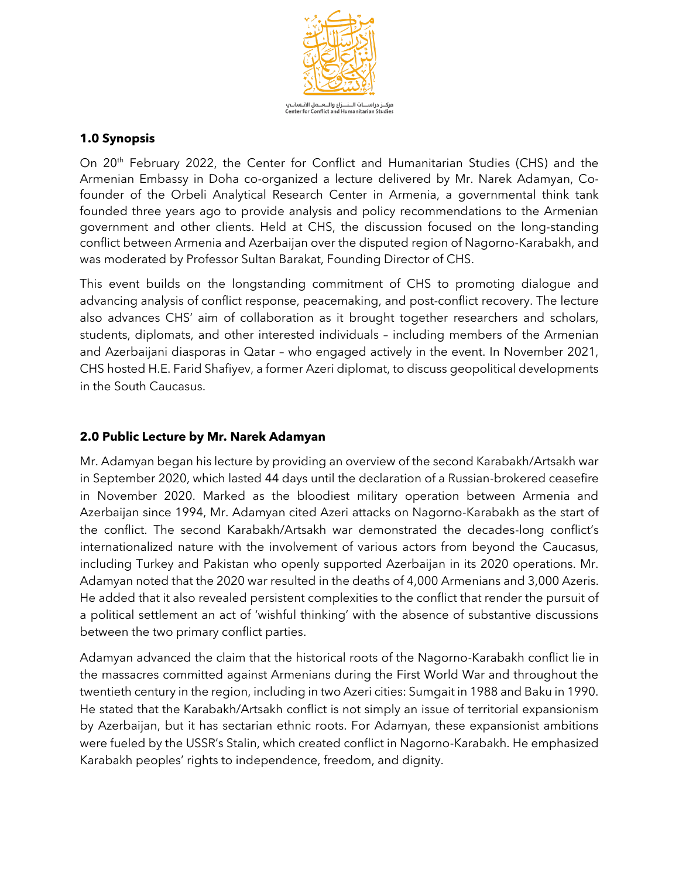## 1.0 Synopsis

On 20th February 2022, the Center for Conflict and Humanitarian Studies (CHS) and the Armenian Embassy in Doha co-organized a lecture delivered by Mr. Narek Adamyan, Co-founder of the Orbeli Analytical Research Center in Armenia, a governmental think tank founded three years ago to provide analysis and policy recommendations to the Armenian government and other clients. Held at CHS, the discussion focused on the long-standing conflict between Armenia and Azerbaijan over the disputed region of Nagorno-Karabakh, and was moderated by Professor Sultan Barakat, Founding Director of CHS.

This event builds on the longstanding commitment of CHS to promoting dialogue and advancing analysis of conflict response, peacemaking, and post-conflict recovery. The lecture also advances CHS' aim of collaboration as it brought together researchers and scholars, students, diplomats, and other interested individuals – including members of the Armenian and Azerbaijani diasporas in Qatar – who engaged actively in the event. In November 2021, CHS hosted H.E. Farid Shafiyev, a former Azeri diplomat, to discuss geopolitical developments in the South Caucasus.

## 2.0 Public Lecture by Mr. Narek Adamyan

Mr. Adamyan began his lecture by providing an overview of the second Karabakh/Artsakh war in September 2020, which lasted 44 days until the declaration of a Russian-brokered ceasefire in November 2020. Marked as the bloodiest military operation between Armenia and Azerbaijan since 1994, Mr. Adamyan cited Azeri attacks on Nagorno-Karabakh as the start of the conflict. The second Karabakh/Artsakh war demonstrated the decades-long conflict's internationalized nature with the involvement of various actors from beyond the Caucasus, including Turkey and Pakistan who openly supported Azerbaijan in its 2020 operations. Mr. Adamyan noted that the 2020 war resulted in the deaths of 4,000 Armenians and 3,000 Azeris. He added that it also revealed persistent complexities to the conflict that render the pursuit of a political settlement an act of 'wishful thinking' with the absence of substantive discussions between the two primary conflict parties.

Adamyan advanced the claim that the historical roots of the Nagorno-Karabakh conflict lie in the massacres committed against Armenians during the First World War and throughout the twentieth century in the region, including in two Azeri cities: Sumgait in 1988 and Baku in 1990. He stated that the Karabakh/Artsakh conflict is not simply an issue of territorial expansionism by Azerbaijan, but it has sectarian ethnic roots. For Adamyan, these expansionist ambitions were fueled by the USSR's Stalin, which created conflict in Nagorno-Karabakh. He emphasized Karabakh peoples' rights to independence, freedom, and dignity.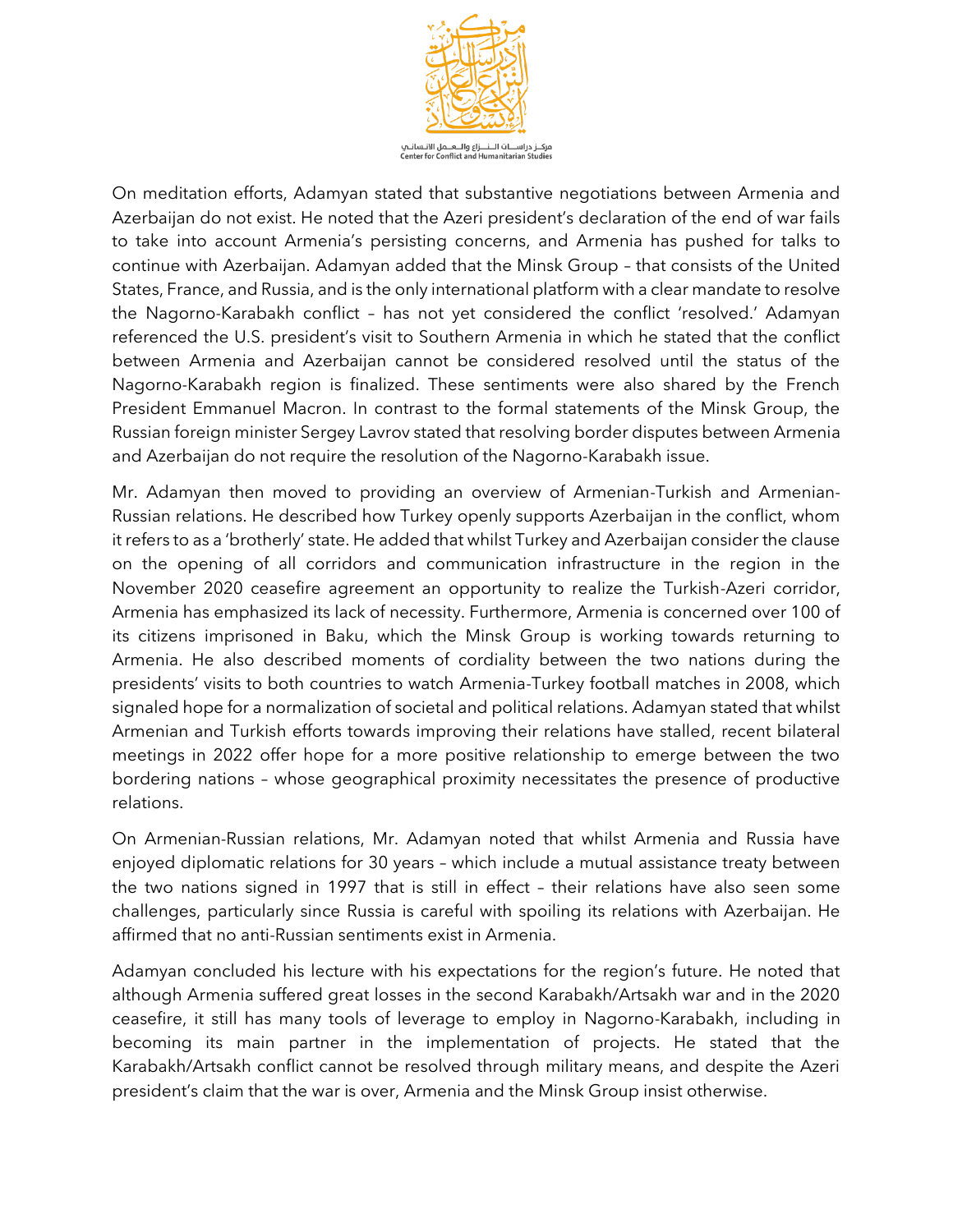On meditation efforts, Adamyan stated that substantive negotiations between Armenia and Azerbaijan do not exist. He noted that the Azeri president's declaration of the end of war fails to take into account Armenia's persisting concerns, and Armenia has pushed for talks to continue with Azerbaijan. Adamyan added that the Minsk Group – that consists of the United States, France, and Russia, and is the only international platform with a clear mandate to resolve the Nagorno-Karabakh conflict – has not yet considered the conflict 'resolved.' Adamyan referenced the U.S. president's visit to Southern Armenia in which he stated that the conflict between Armenia and Azerbaijan cannot be considered resolved until the status of the Nagorno-Karabakh region is finalized. These sentiments were also shared by the French President Emmanuel Macron. In contrast to the formal statements of the Minsk Group, the Russian foreign minister Sergey Lavrov stated that resolving border disputes between Armenia and Azerbaijan do not require the resolution of the Nagorno-Karabakh issue.

Mr. Adamyan then moved to providing an overview of Armenian-Turkish and Armenian-Russian relations. He described how Turkey openly supports Azerbaijan in the conflict, whom it refers to as a 'brotherly' state. He added that whilst Turkey and Azerbaijan consider the clause on the opening of all corridors and communication infrastructure in the region in the November 2020 ceasefire agreement an opportunity to realize the Turkish-Azeri corridor, Armenia has emphasized its lack of necessity. Furthermore, Armenia is concerned over 100 of its citizens imprisoned in Baku, which the Minsk Group is working towards returning to Armenia. He also described moments of cordiality between the two nations during the presidents' visits to both countries to watch Armenia-Turkey football matches in 2008, which signaled hope for a normalization of societal and political relations. Adamyan stated that whilst Armenian and Turkish efforts towards improving their relations have stalled, recent bilateral meetings in 2022 offer hope for a more positive relationship to emerge between the two bordering nations – whose geographical proximity necessitates the presence of productive relations.

On Armenian-Russian relations, Mr. Adamyan noted that whilst Armenia and Russia have enjoyed diplomatic relations for 30 years – which include a mutual assistance treaty between the two nations signed in 1997 that is still in effect – their relations have also seen some challenges, particularly since Russia is careful with spoiling its relations with Azerbaijan. He affirmed that no anti-Russian sentiments exist in Armenia.

Adamyan concluded his lecture with his expectations for the region's future. He noted that although Armenia suffered great losses in the second Karabakh/Artsakh war and in the 2020 ceasefire, it still has many tools of leverage to employ in Nagorno-Karabakh, including in becoming its main partner in the implementation of projects. He stated that the Karabakh/Artsakh conflict cannot be resolved through military means, and despite the Azeri president's claim that the war is over, Armenia and the Minsk Group insist otherwise.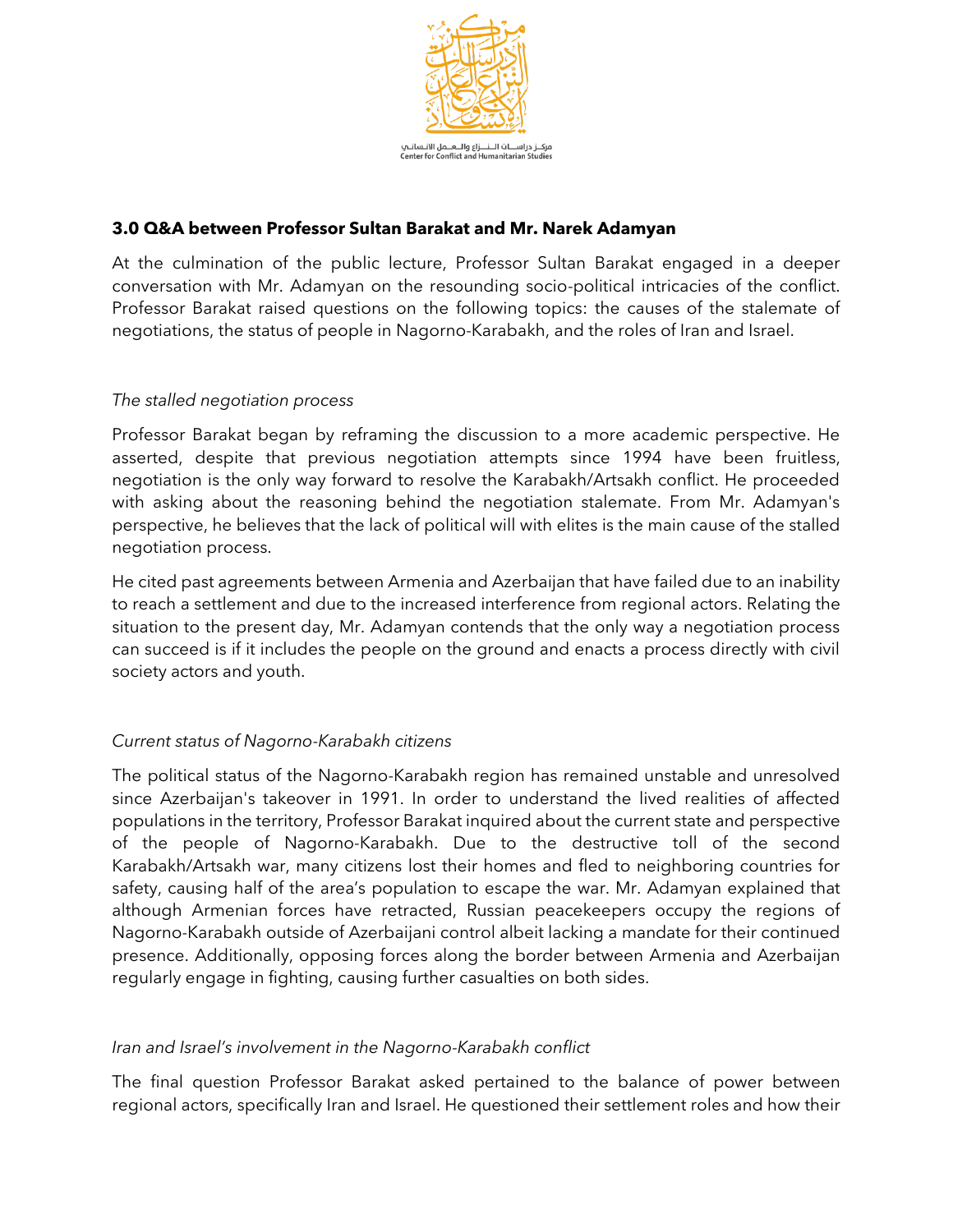## 3.0 Q&A between Professor Sultan Barakat and Mr. Narek Adamyan

At the culmination of the public lecture, Professor Sultan Barakat engaged in a deeper conversation with Mr. Adamyan on the resounding socio-political intricacies of the conflict. Professor Barakat raised questions on the following topics: the causes of the stalemate of negotiations, the status of people in Nagorno-Karabakh, and the roles of Iran and Israel.

*The stalled negotiation process*

Professor Barakat began by reframing the discussion to a more academic perspective. He asserted, despite that previous negotiation attempts since 1994 have been fruitless, negotiation is the only way forward to resolve the Karabakh/Artsakh conflict. He proceeded with asking about the reasoning behind the negotiation stalemate. From Mr. Adamyan's perspective, he believes that the lack of political will with elites is the main cause of the stalled negotiation process.

He cited past agreements between Armenia and Azerbaijan that have failed due to an inability to reach a settlement and due to the increased interference from regional actors. Relating the situation to the present day, Mr. Adamyan contends that the only way a negotiation process can succeed is if it includes the people on the ground and enacts a process directly with civil society actors and youth.

*Current status of Nagorno-Karabakh citizens*

The political status of the Nagorno-Karabakh region has remained unstable and unresolved since Azerbaijan's takeover in 1991. In order to understand the lived realities of affected populations in the territory, Professor Barakat inquired about the current state and perspective of the people of Nagorno-Karabakh. Due to the destructive toll of the second Karabakh/Artsakh war, many citizens lost their homes and fled to neighboring countries for safety, causing half of the area's population to escape the war. Mr. Adamyan explained that although Armenian forces have retracted, Russian peacekeepers occupy the regions of Nagorno-Karabakh outside of Azerbaijani control albeit lacking a mandate for their continued presence. Additionally, opposing forces along the border between Armenia and Azerbaijan regularly engage in fighting, causing further casualties on both sides.

*Iran and Israel's involvement in the Nagorno-Karabakh conflict*

The final question Professor Barakat asked pertained to the balance of power between regional actors, specifically Iran and Israel. He questioned their settlement roles and how their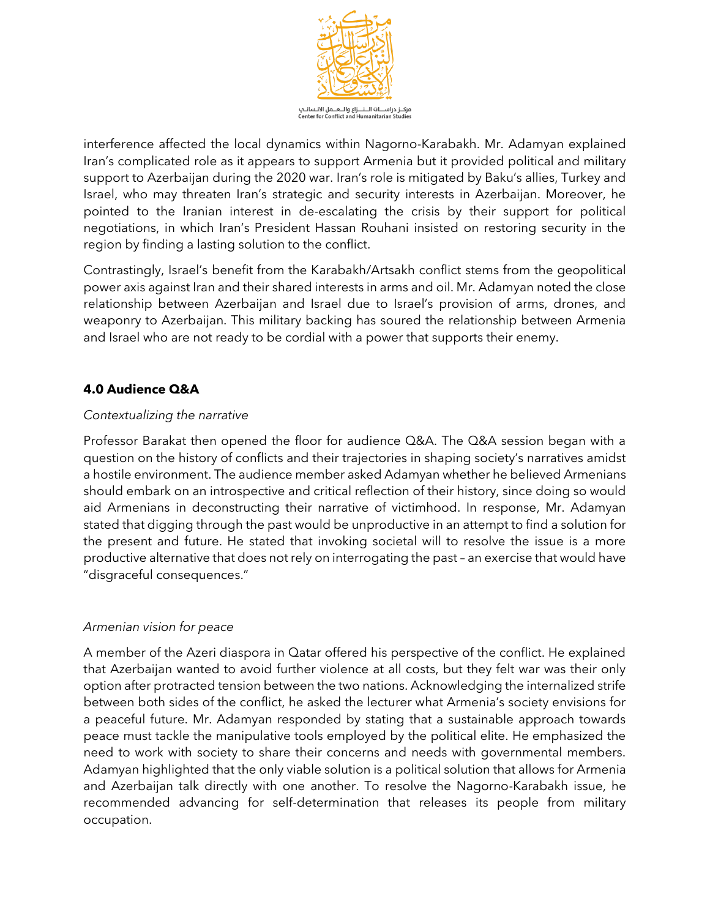interference affected the local dynamics within Nagorno-Karabakh. Mr. Adamyan explained Iran's complicated role as it appears to support Armenia but it provided political and military support to Azerbaijan during the 2020 war. Iran's role is mitigated by Baku's allies, Turkey and Israel, who may threaten Iran's strategic and security interests in Azerbaijan. Moreover, he pointed to the Iranian interest in de-escalating the crisis by their support for political negotiations, in which Iran's President Hassan Rouhani insisted on restoring security in the region by finding a lasting solution to the conflict.

Contrastingly, Israel's benefit from the Karabakh/Artsakh conflict stems from the geopolitical power axis against Iran and their shared interests in arms and oil. Mr. Adamyan noted the close relationship between Azerbaijan and Israel due to Israel's provision of arms, drones, and weaponry to Azerbaijan. This military backing has soured the relationship between Armenia and Israel who are not ready to be cordial with a power that supports their enemy.

## 4.0 Audience Q&A

*Contextualizing the narrative*

Professor Barakat then opened the floor for audience Q&A. The Q&A session began with a question on the history of conflicts and their trajectories in shaping society's narratives amidst a hostile environment. The audience member asked Adamyan whether he believed Armenians should embark on an introspective and critical reflection of their history, since doing so would aid Armenians in deconstructing their narrative of victimhood. In response, Mr. Adamyan stated that digging through the past would be unproductive in an attempt to find a solution for the present and future. He stated that invoking societal will to resolve the issue is a more productive alternative that does not rely on interrogating the past – an exercise that would have "disgraceful consequences."

*Armenian vision for peace*

A member of the Azeri diaspora in Qatar offered his perspective of the conflict. He explained that Azerbaijan wanted to avoid further violence at all costs, but they felt war was their only option after protracted tension between the two nations. Acknowledging the internalized strife between both sides of the conflict, he asked the lecturer what Armenia's society envisions for a peaceful future. Mr. Adamyan responded by stating that a sustainable approach towards peace must tackle the manipulative tools employed by the political elite. He emphasized the need to work with society to share their concerns and needs with governmental members. Adamyan highlighted that the only viable solution is a political solution that allows for Armenia and Azerbaijan talk directly with one another. To resolve the Nagorno-Karabakh issue, he recommended advancing for self-determination that releases its people from military occupation.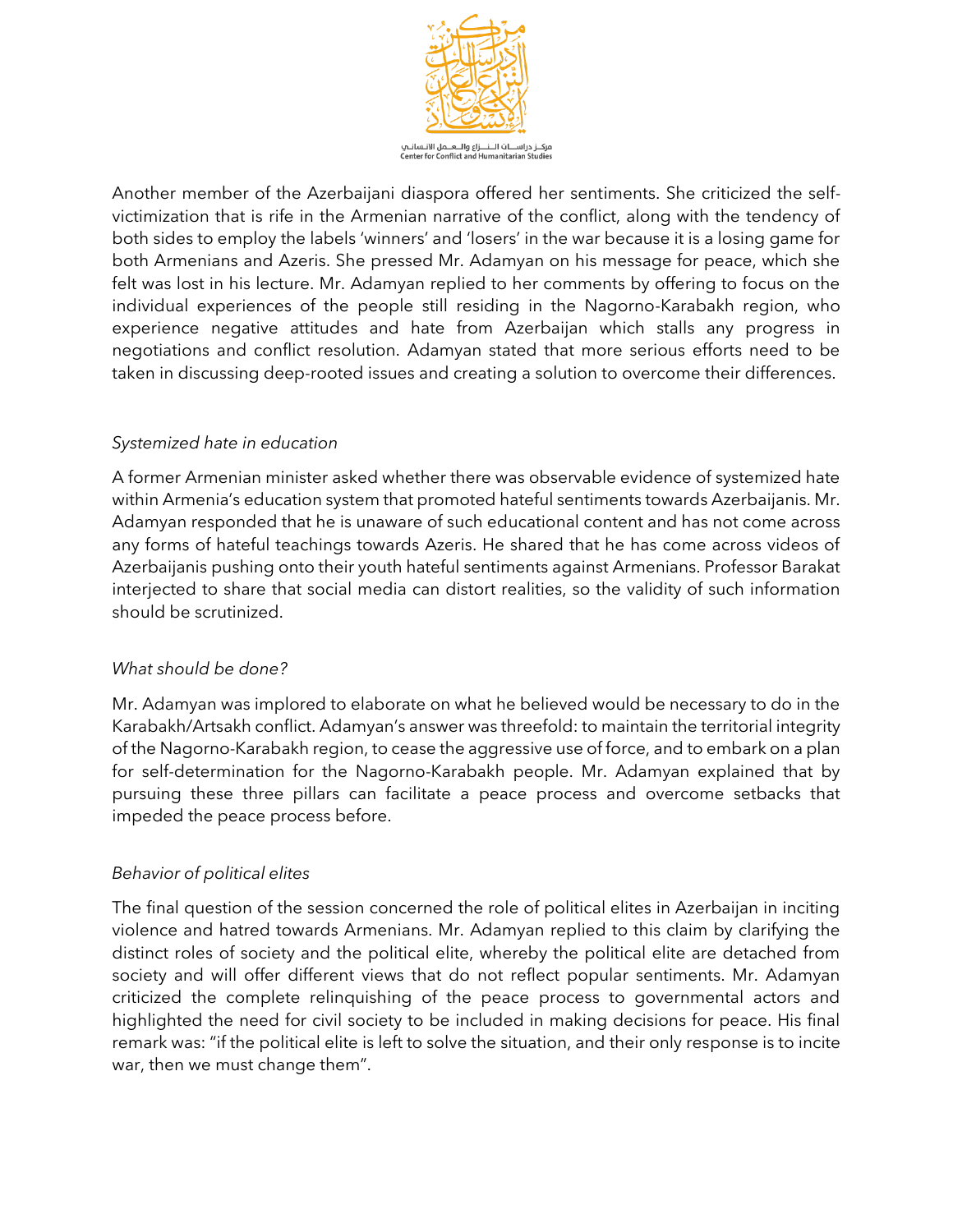Another member of the Azerbaijani diaspora offered her sentiments. She criticized the self-victimization that is rife in the Armenian narrative of the conflict, along with the tendency of both sides to employ the labels 'winners' and 'losers' in the war because it is a losing game for both Armenians and Azeris. She pressed Mr. Adamyan on his message for peace, which she felt was lost in his lecture. Mr. Adamyan replied to her comments by offering to focus on the individual experiences of the people still residing in the Nagorno-Karabakh region, who experience negative attitudes and hate from Azerbaijan which stalls any progress in negotiations and conflict resolution. Adamyan stated that more serious efforts need to be taken in discussing deep-rooted issues and creating a solution to overcome their differences.

*Systemized hate in education*

A former Armenian minister asked whether there was observable evidence of systemized hate within Armenia's education system that promoted hateful sentiments towards Azerbaijanis. Mr. Adamyan responded that he is unaware of such educational content and has not come across any forms of hateful teachings towards Azeris. He shared that he has come across videos of Azerbaijanis pushing onto their youth hateful sentiments against Armenians. Professor Barakat interjected to share that social media can distort realities, so the validity of such information should be scrutinized.

*What should be done?*

Mr. Adamyan was implored to elaborate on what he believed would be necessary to do in the Karabakh/Artsakh conflict. Adamyan's answer was threefold: to maintain the territorial integrity of the Nagorno-Karabakh region, to cease the aggressive use of force, and to embark on a plan for self-determination for the Nagorno-Karabakh people. Mr. Adamyan explained that by pursuing these three pillars can facilitate a peace process and overcome setbacks that impeded the peace process before.

*Behavior of political elites*

The final question of the session concerned the role of political elites in Azerbaijan in inciting violence and hatred towards Armenians. Mr. Adamyan replied to this claim by clarifying the distinct roles of society and the political elite, whereby the political elite are detached from society and will offer different views that do not reflect popular sentiments. Mr. Adamyan criticized the complete relinquishing of the peace process to governmental actors and highlighted the need for civil society to be included in making decisions for peace. His final remark was: "if the political elite is left to solve the situation, and their only response is to incite war, then we must change them".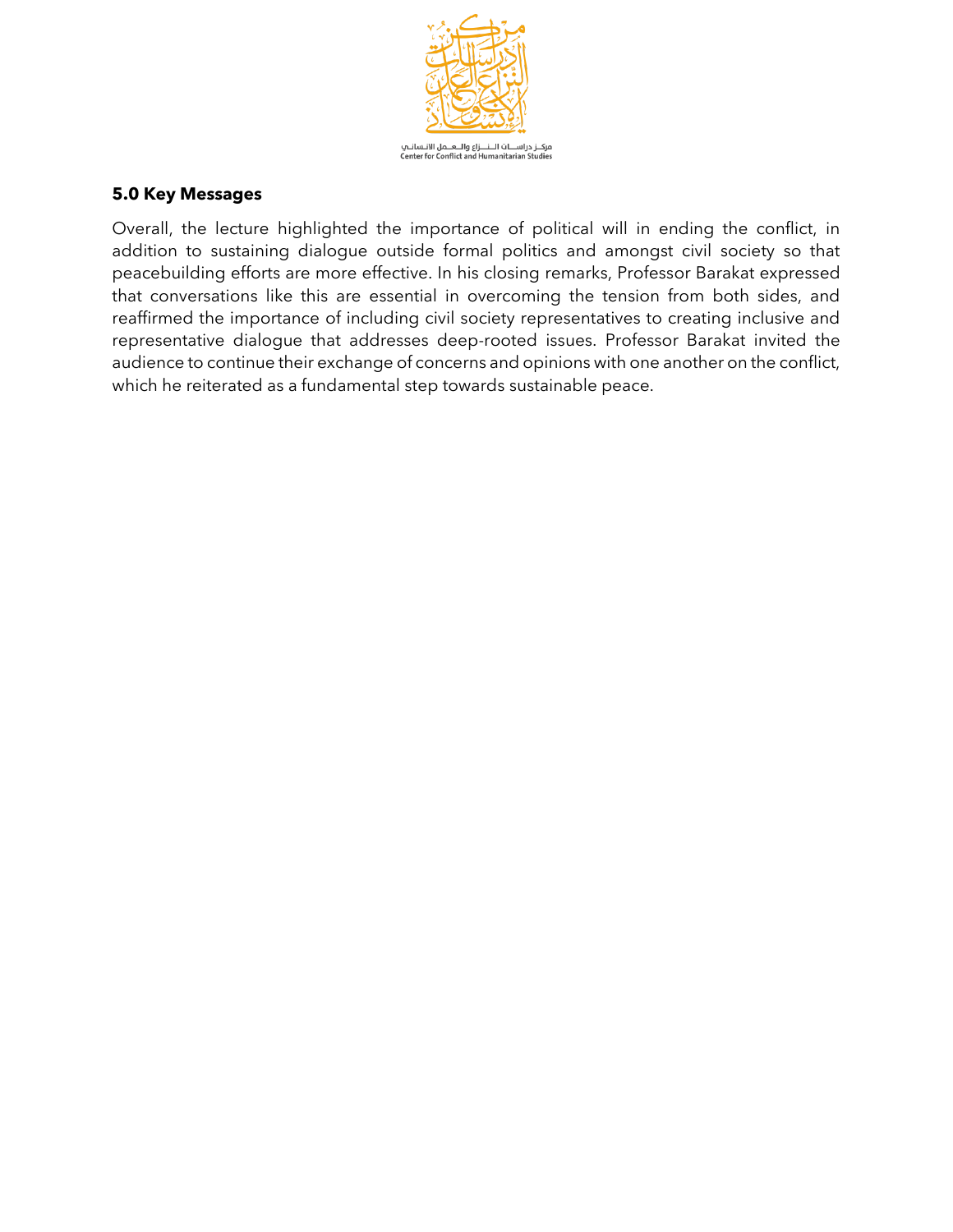## 5.0 Key Messages

Overall, the lecture highlighted the importance of political will in ending the conflict, in addition to sustaining dialogue outside formal politics and amongst civil society so that peacebuilding efforts are more effective. In his closing remarks, Professor Barakat expressed that conversations like this are essential in overcoming the tension from both sides, and reaffirmed the importance of including civil society representatives to creating inclusive and representative dialogue that addresses deep-rooted issues. Professor Barakat invited the audience to continue their exchange of concerns and opinions with one another on the conflict, which he reiterated as a fundamental step towards sustainable peace.